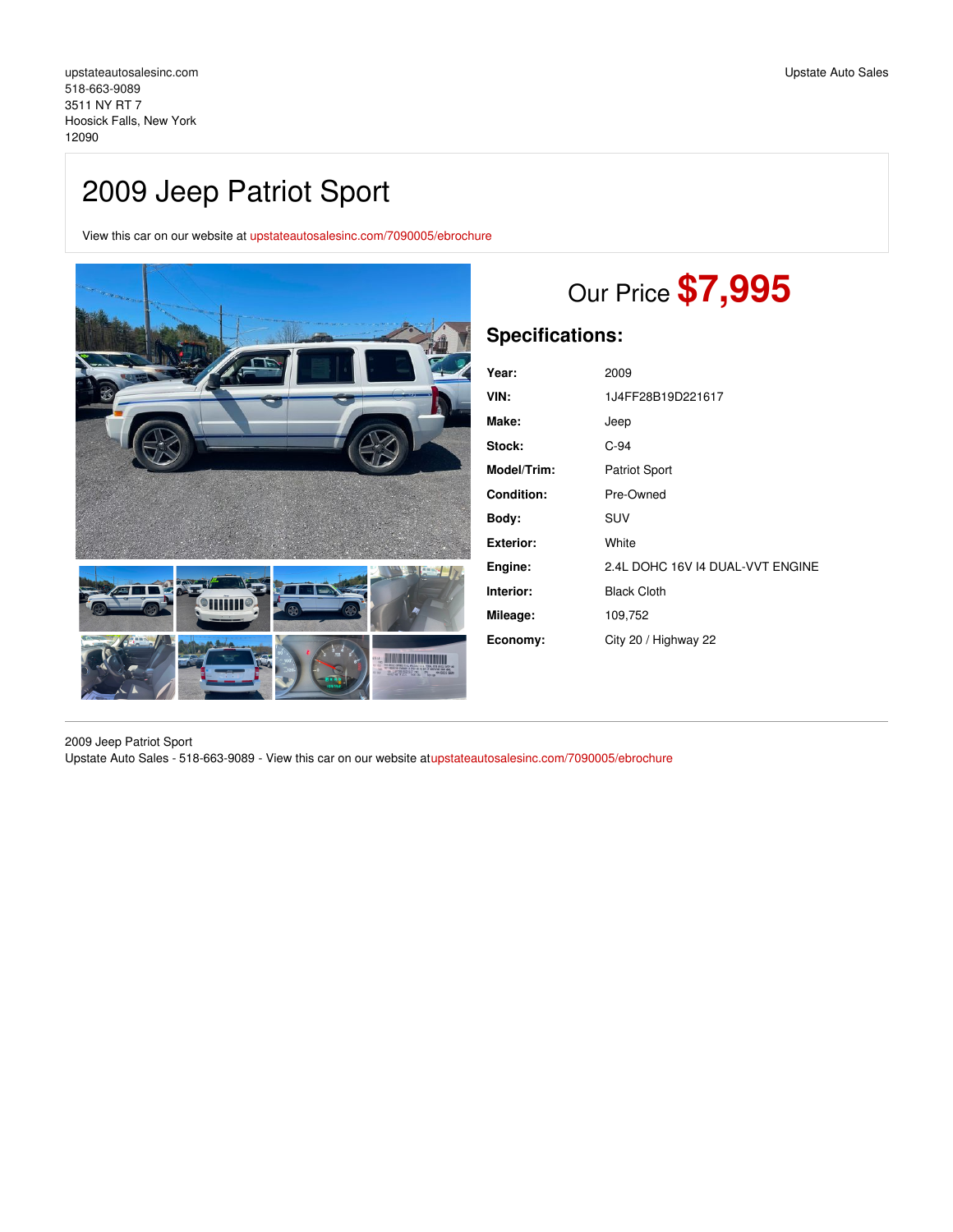upstateautosalesinc.com
518-663-9089
3511 NY RT 7
Hoosick Falls, New York
12090

Upstate Auto Sales

# 2009 Jeep Patriot Sport

View this car on our website at upstateautosalesinc.com/7090005/ebrochure

Our Price **$7,995**

## Specifications:

| | |
|---|---|
| **Year:** | 2009 |
| **VIN:** | 1J4FF28B19D221617 |
| **Make:** | Jeep |
| **Stock:** | C-94 |
| **Model/Trim:** | Patriot Sport |
| **Condition:** | Pre-Owned |
| **Body:** | SUV |
| **Exterior:** | White |
| **Engine:** | 2.4L DOHC 16V I4 DUAL-VVT ENGINE |
| **Interior:** | Black Cloth |
| **Mileage:** | 109,752 |
| **Economy:** | City 20 / Highway 22 |

2009 Jeep Patriot Sport
Upstate Auto Sales - 518-663-9089 - View this car on our website atupstateautosalesinc.com/7090005/ebrochure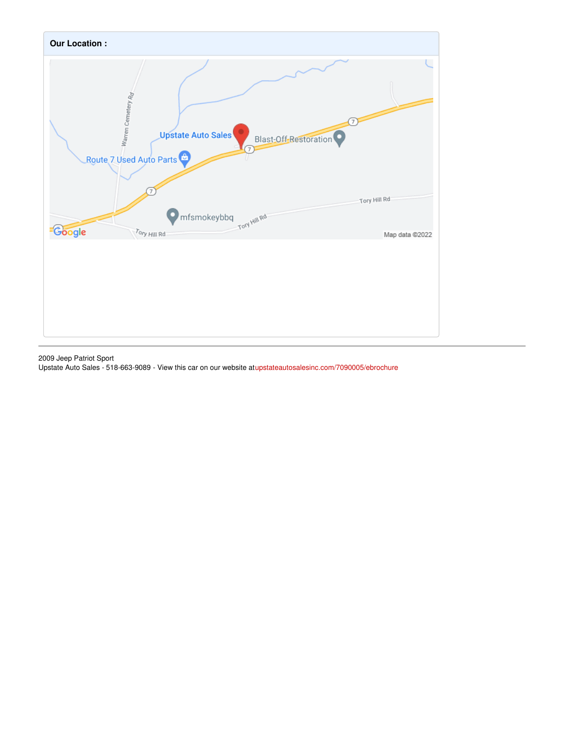**Our Location :**

2009 Jeep Patriot Sport
Upstate Auto Sales - 518-663-9089 - View this car on our website atupstateautosalesinc.com/7090005/ebrochure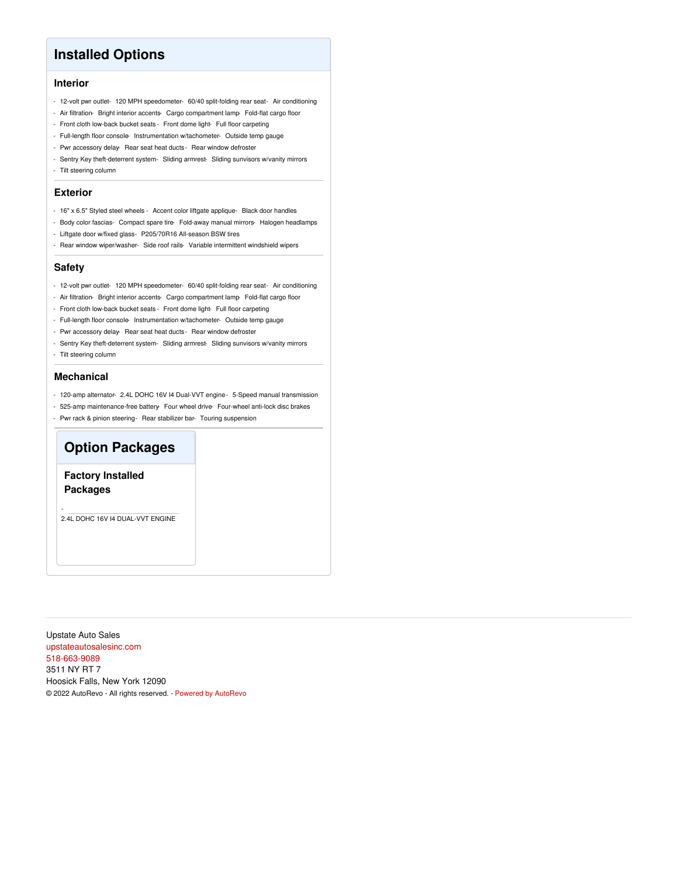# Installed Options

## Interior

- 12-volt pwr outlet
- 120 MPH speedometer
- 60/40 split-folding rear seat
- Air conditioning
- Air filtration
- Bright interior accents
- Cargo compartment lamp
- Fold-flat cargo floor
- Front cloth low-back bucket seats
- Front dome light
- Full floor carpeting
- Full-length floor console
- Instrumentation w/tachometer
- Outside temp gauge
- Pwr accessory delay
- Rear seat heat ducts
- Rear window defroster
- Sentry Key theft-deterrent system
- Sliding armrest
- Sliding sunvisors w/vanity mirrors
- Tilt steering column

## Exterior

- 16" x 6.5" Styled steel wheels
- Accent color liftgate applique
- Black door handles
- Body color fascias
- Compact spare tire
- Fold-away manual mirrors
- Halogen headlamps
- Liftgate door w/fixed glass
- P205/70R16 All-season BSW tires
- Rear window wiper/washer
- Side roof rails
- Variable intermittent windshield wipers

## Safety

- 12-volt pwr outlet
- 120 MPH speedometer
- 60/40 split-folding rear seat
- Air conditioning
- Air filtration
- Bright interior accents
- Cargo compartment lamp
- Fold-flat cargo floor
- Front cloth low-back bucket seats
- Front dome light
- Full floor carpeting
- Full-length floor console
- Instrumentation w/tachometer
- Outside temp gauge
- Pwr accessory delay
- Rear seat heat ducts
- Rear window defroster
- Sentry Key theft-deterrent system
- Sliding armrest
- Sliding sunvisors w/vanity mirrors
- Tilt steering column

## Mechanical

- 120-amp alternator
- 2.4L DOHC 16V I4 Dual-VVT engine
- 5-Speed manual transmission
- 525-amp maintenance-free battery
- Four wheel drive
- Four-wheel anti-lock disc brakes
- Pwr rack & pinion steering
- Rear stabilizer bar
- Touring suspension

# Option Packages

## Factory Installed Packages

- 2.4L DOHC 16V I4 DUAL-VVT ENGINE

Upstate Auto Sales
upstateautosalesinc.com
518-663-9089
3511 NY RT 7
Hoosick Falls, New York 12090
© 2022 AutoRevo - All rights reserved. - Powered by AutoRevo